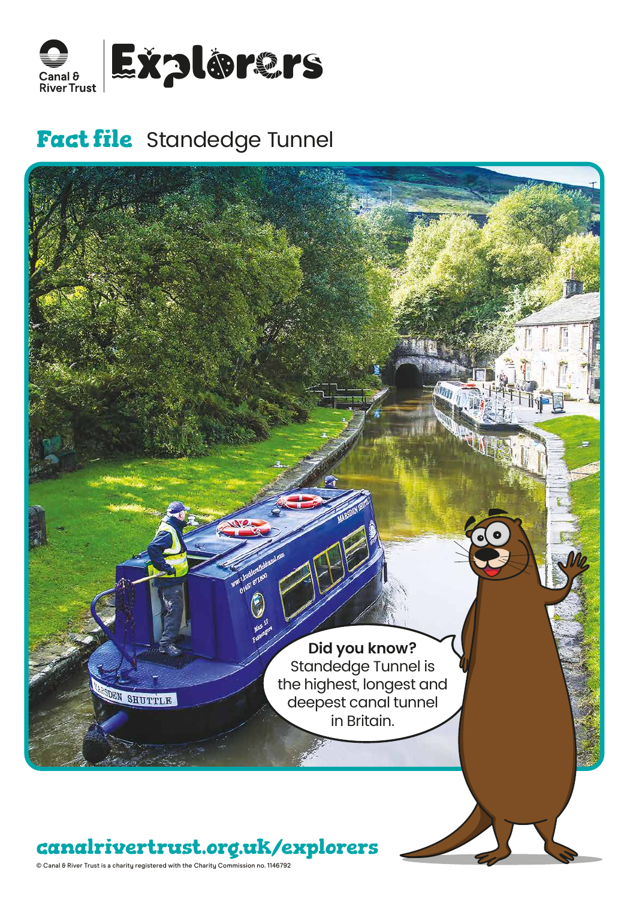Canal & River Trust | Explorers

# Fact file Standedge Tunnel

**Did you know?**
Standedge Tunnel is the highest, longest and deepest canal tunnel in Britain.

**canalrivertrust.org.uk/explorers**

© Canal & River Trust is a charity registered with the Charity Commission no. 1146792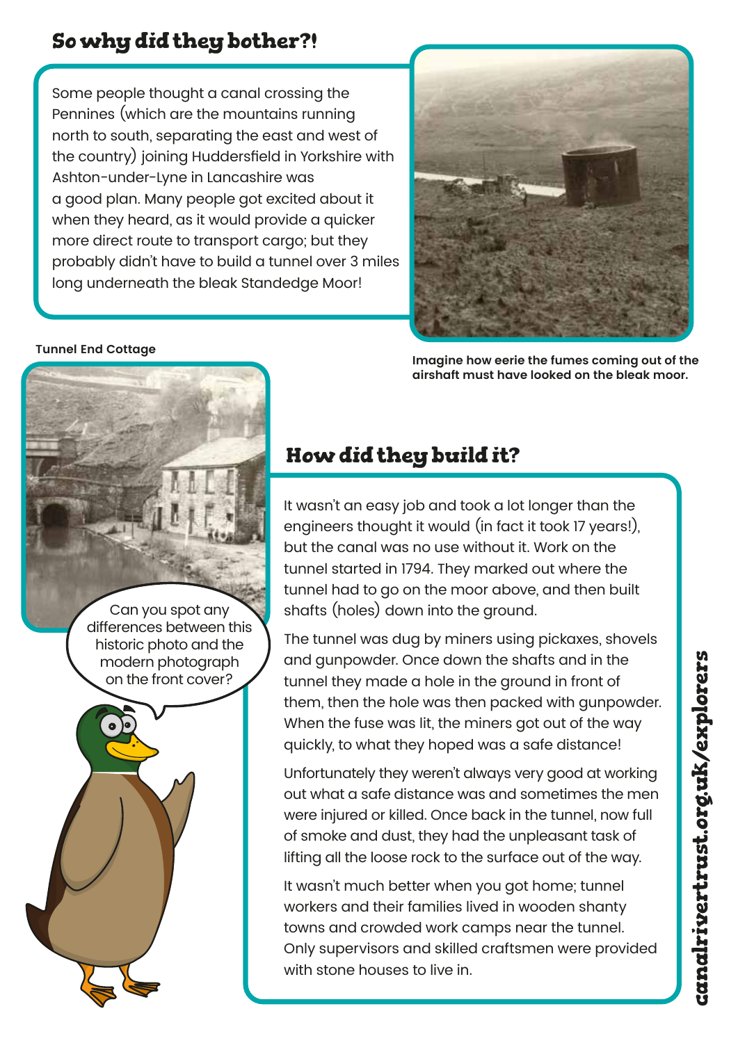## So why did they bother?!

Some people thought a canal crossing the Pennines (which are the mountains running north to south, separating the east and west of the country) joining Huddersfield in Yorkshire with Ashton-under-Lyne in Lancashire was a good plan. Many people got excited about it when they heard, as it would provide a quicker more direct route to transport cargo; but they probably didn't have to build a tunnel over 3 miles long underneath the bleak Standedge Moor!

**Imagine how eerie the fumes coming out of the airshaft must have looked on the bleak moor.**

**Tunnel End Cottage**

Can you spot any differences between this historic photo and the modern photograph on the front cover?

## How did they build it?

It wasn't an easy job and took a lot longer than the engineers thought it would (in fact it took 17 years!), but the canal was no use without it. Work on the tunnel started in 1794. They marked out where the tunnel had to go on the moor above, and then built shafts (holes) down into the ground.

The tunnel was dug by miners using pickaxes, shovels and gunpowder. Once down the shafts and in the tunnel they made a hole in the ground in front of them, then the hole was then packed with gunpowder. When the fuse was lit, the miners got out of the way quickly, to what they hoped was a safe distance!

Unfortunately they weren't always very good at working out what a safe distance was and sometimes the men were injured or killed. Once back in the tunnel, now full of smoke and dust, they had the unpleasant task of lifting all the loose rock to the surface out of the way.

It wasn't much better when you got home; tunnel workers and their families lived in wooden shanty towns and crowded work camps near the tunnel. Only supervisors and skilled craftsmen were provided with stone houses to live in.

canalrivertrust.org.uk/explorers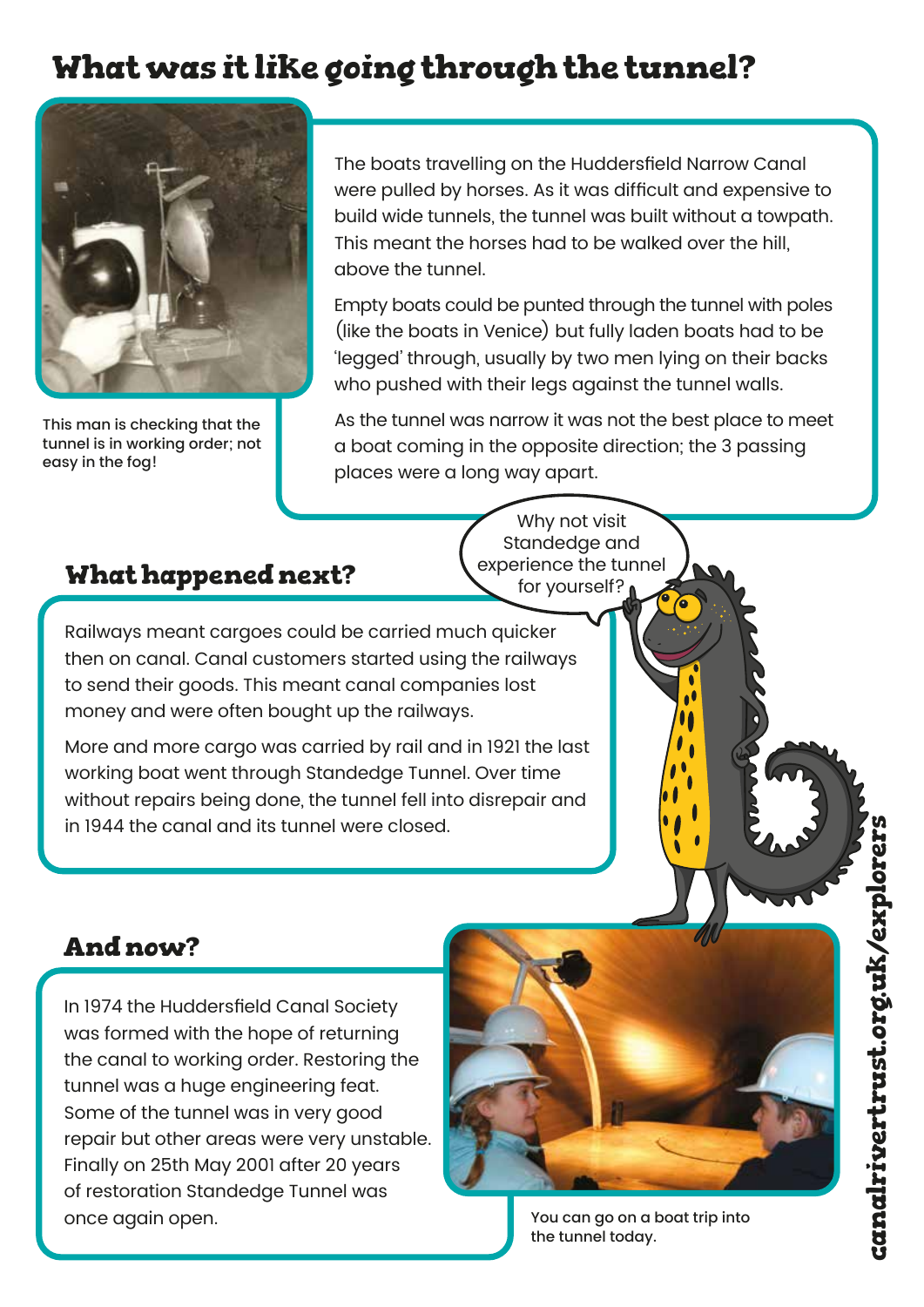# What was it like going through the tunnel?

This man is checking that the tunnel is in working order; not easy in the fog!

The boats travelling on the Huddersfield Narrow Canal were pulled by horses. As it was difficult and expensive to build wide tunnels, the tunnel was built without a towpath. This meant the horses had to be walked over the hill, above the tunnel.

Empty boats could be punted through the tunnel with poles (like the boats in Venice) but fully laden boats had to be 'legged' through, usually by two men lying on their backs who pushed with their legs against the tunnel walls.

As the tunnel was narrow it was not the best place to meet a boat coming in the opposite direction; the 3 passing places were a long way apart.

Why not visit Standedge and experience the tunnel for yourself?

## What happened next?

Railways meant cargoes could be carried much quicker then on canal. Canal customers started using the railways to send their goods. This meant canal companies lost money and were often bought up the railways.

More and more cargo was carried by rail and in 1921 the last working boat went through Standedge Tunnel. Over time without repairs being done, the tunnel fell into disrepair and in 1944 the canal and its tunnel were closed.

## And now?

In 1974 the Huddersfield Canal Society was formed with the hope of returning the canal to working order. Restoring the tunnel was a huge engineering feat. Some of the tunnel was in very good repair but other areas were very unstable. Finally on 25th May 2001 after 20 years of restoration Standedge Tunnel was once again open.

You can go on a boat trip into the tunnel today.

canalrivertrust.org.uk/explorers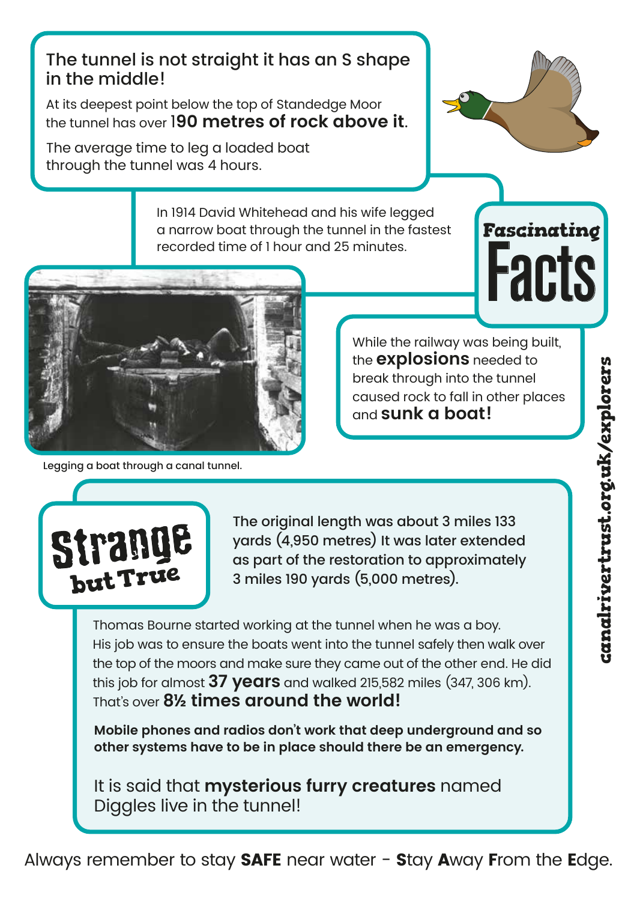## The tunnel is not straight it has an S shape in the middle!

At its deepest point below the top of Standedge Moor the tunnel has over **190 metres of rock above it**.

The average time to leg a loaded boat through the tunnel was 4 hours.

In 1914 David Whitehead and his wife legged a narrow boat through the tunnel in the fastest recorded time of 1 hour and 25 minutes.

# Fascinating Facts

Legging a boat through a canal tunnel.

While the railway was being built, the **explosions** needed to break through into the tunnel caused rock to fall in other places and **sunk a boat!**

canalrivertrust.org.uk/explorers

# Strange but True

The original length was about 3 miles 133 yards (4,950 metres) It was later extended as part of the restoration to approximately 3 miles 190 yards (5,000 metres).

Thomas Bourne started working at the tunnel when he was a boy. His job was to ensure the boats went into the tunnel safely then walk over the top of the moors and make sure they came out of the other end. He did this job for almost **37 years** and walked 215,582 miles (347, 306 km). That's over **8½ times around the world!**

**Mobile phones and radios don't work that deep underground and so other systems have to be in place should there be an emergency.**

It is said that **mysterious furry creatures** named Diggles live in the tunnel!

Always remember to stay **SAFE** near water - **S**tay **A**way **F**rom the **E**dge.